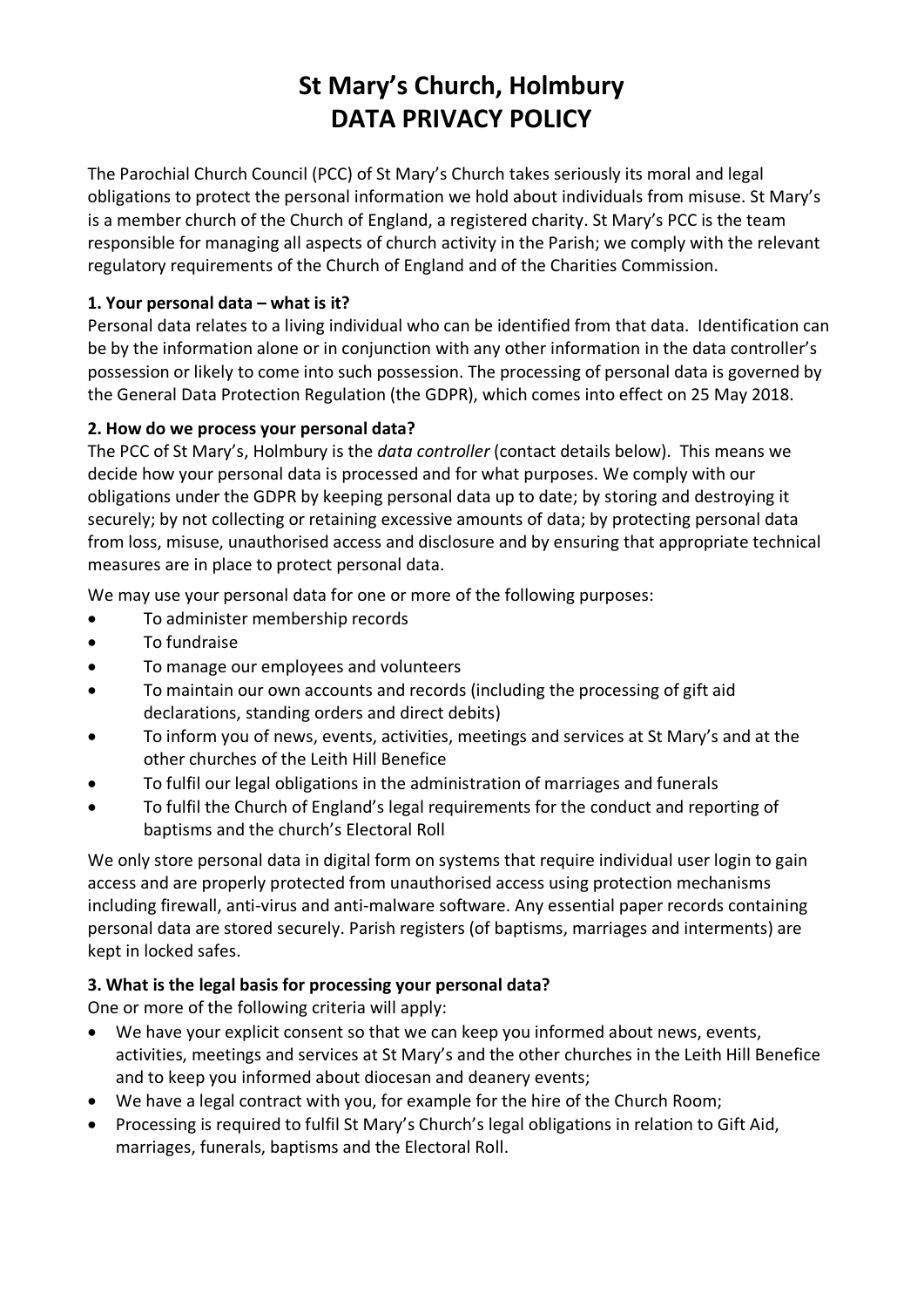# St Mary's Church, Holmbury
# DATA PRIVACY POLICY

The Parochial Church Council (PCC) of St Mary's Church takes seriously its moral and legal obligations to protect the personal information we hold about individuals from misuse. St Mary's is a member church of the Church of England, a registered charity. St Mary's PCC is the team responsible for managing all aspects of church activity in the Parish; we comply with the relevant regulatory requirements of the Church of England and of the Charities Commission.

### 1. Your personal data – what is it?

Personal data relates to a living individual who can be identified from that data. Identification can be by the information alone or in conjunction with any other information in the data controller's possession or likely to come into such possession. The processing of personal data is governed by the General Data Protection Regulation (the GDPR), which comes into effect on 25 May 2018.

### 2. How do we process your personal data?

The PCC of St Mary's, Holmbury is the *data controller* (contact details below). This means we decide how your personal data is processed and for what purposes. We comply with our obligations under the GDPR by keeping personal data up to date; by storing and destroying it securely; by not collecting or retaining excessive amounts of data; by protecting personal data from loss, misuse, unauthorised access and disclosure and by ensuring that appropriate technical measures are in place to protect personal data.

We may use your personal data for one or more of the following purposes:

- To administer membership records
- To fundraise
- To manage our employees and volunteers
- To maintain our own accounts and records (including the processing of gift aid declarations, standing orders and direct debits)
- To inform you of news, events, activities, meetings and services at St Mary's and at the other churches of the Leith Hill Benefice
- To fulfil our legal obligations in the administration of marriages and funerals
- To fulfil the Church of England's legal requirements for the conduct and reporting of baptisms and the church's Electoral Roll

We only store personal data in digital form on systems that require individual user login to gain access and are properly protected from unauthorised access using protection mechanisms including firewall, anti-virus and anti-malware software. Any essential paper records containing personal data are stored securely. Parish registers (of baptisms, marriages and interments) are kept in locked safes.

### 3. What is the legal basis for processing your personal data?

One or more of the following criteria will apply:

- We have your explicit consent so that we can keep you informed about news, events, activities, meetings and services at St Mary's and the other churches in the Leith Hill Benefice and to keep you informed about diocesan and deanery events;
- We have a legal contract with you, for example for the hire of the Church Room;
- Processing is required to fulfil St Mary's Church's legal obligations in relation to Gift Aid, marriages, funerals, baptisms and the Electoral Roll.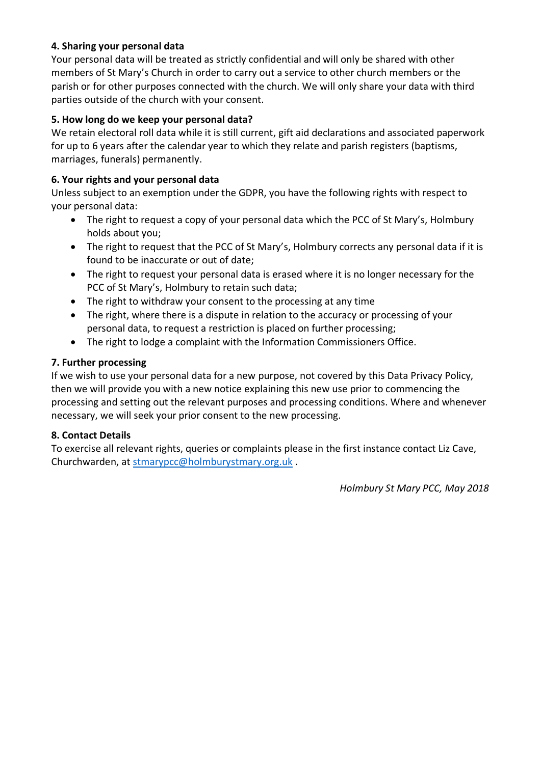**4. Sharing your personal data**

Your personal data will be treated as strictly confidential and will only be shared with other members of St Mary's Church in order to carry out a service to other church members or the parish or for other purposes connected with the church. We will only share your data with third parties outside of the church with your consent.

**5. How long do we keep your personal data?**

We retain electoral roll data while it is still current, gift aid declarations and associated paperwork for up to 6 years after the calendar year to which they relate and parish registers (baptisms, marriages, funerals) permanently.

**6. Your rights and your personal data**

Unless subject to an exemption under the GDPR, you have the following rights with respect to your personal data:

- The right to request a copy of your personal data which the PCC of St Mary's, Holmbury holds about you;
- The right to request that the PCC of St Mary's, Holmbury corrects any personal data if it is found to be inaccurate or out of date;
- The right to request your personal data is erased where it is no longer necessary for the PCC of St Mary's, Holmbury to retain such data;
- The right to withdraw your consent to the processing at any time
- The right, where there is a dispute in relation to the accuracy or processing of your personal data, to request a restriction is placed on further processing;
- The right to lodge a complaint with the Information Commissioners Office.

**7. Further processing**

If we wish to use your personal data for a new purpose, not covered by this Data Privacy Policy, then we will provide you with a new notice explaining this new use prior to commencing the processing and setting out the relevant purposes and processing conditions. Where and whenever necessary, we will seek your prior consent to the new processing.

**8. Contact Details**

To exercise all relevant rights, queries or complaints please in the first instance contact Liz Cave, Churchwarden, at stmarypcc@holmburystmary.org.uk .

*Holmbury St Mary PCC, May 2018*